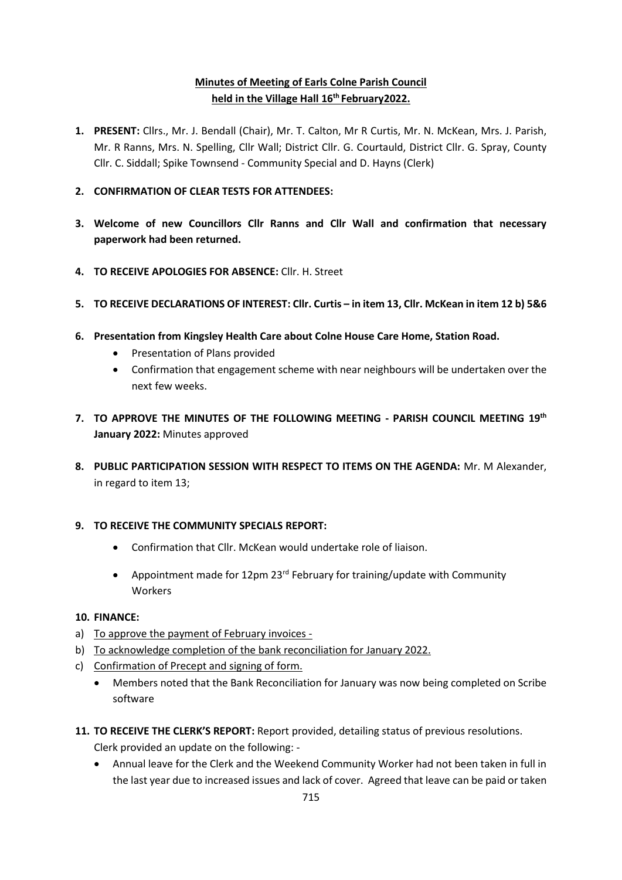# Minutes of Meeting of Earls Colne Parish Council held in the Village Hall 16th February2022.

1. **PRESENT:** Cllrs., Mr. J. Bendall (Chair), Mr. T. Calton, Mr R Curtis, Mr. N. McKean, Mrs. J. Parish, Mr. R Ranns, Mrs. N. Spelling, Cllr Wall; District Cllr. G. Courtauld, District Cllr. G. Spray, County Cllr. C. Siddall; Spike Townsend - Community Special and D. Hayns (Clerk)

2. **CONFIRMATION OF CLEAR TESTS FOR ATTENDEES:**

3. **Welcome of new Councillors Cllr Ranns and Cllr Wall and confirmation that necessary paperwork had been returned.**

4. **TO RECEIVE APOLOGIES FOR ABSENCE:** Cllr. H. Street

5. **TO RECEIVE DECLARATIONS OF INTEREST: Cllr. Curtis – in item 13, Cllr. McKean in item 12 b) 5&6**

6. **Presentation from Kingsley Health Care about Colne House Care Home, Station Road.**
   - Presentation of Plans provided
   - Confirmation that engagement scheme with near neighbours will be undertaken over the next few weeks.

7. **TO APPROVE THE MINUTES OF THE FOLLOWING MEETING - PARISH COUNCIL MEETING 19th January 2022:** Minutes approved

8. **PUBLIC PARTICIPATION SESSION WITH RESPECT TO ITEMS ON THE AGENDA:** Mr. M Alexander, in regard to item 13;

9. **TO RECEIVE THE COMMUNITY SPECIALS REPORT:**
   - Confirmation that Cllr. McKean would undertake role of liaison.
   - Appointment made for 12pm 23rd February for training/update with Community Workers

10. **FINANCE:**

a) To approve the payment of February invoices -

b) To acknowledge completion of the bank reconciliation for January 2022.

c) Confirmation of Precept and signing of form.

   - Members noted that the Bank Reconciliation for January was now being completed on Scribe software

11. **TO RECEIVE THE CLERK'S REPORT:** Report provided, detailing status of previous resolutions. Clerk provided an update on the following: -
   - Annual leave for the Clerk and the Weekend Community Worker had not been taken in full in the last year due to increased issues and lack of cover. Agreed that leave can be paid or taken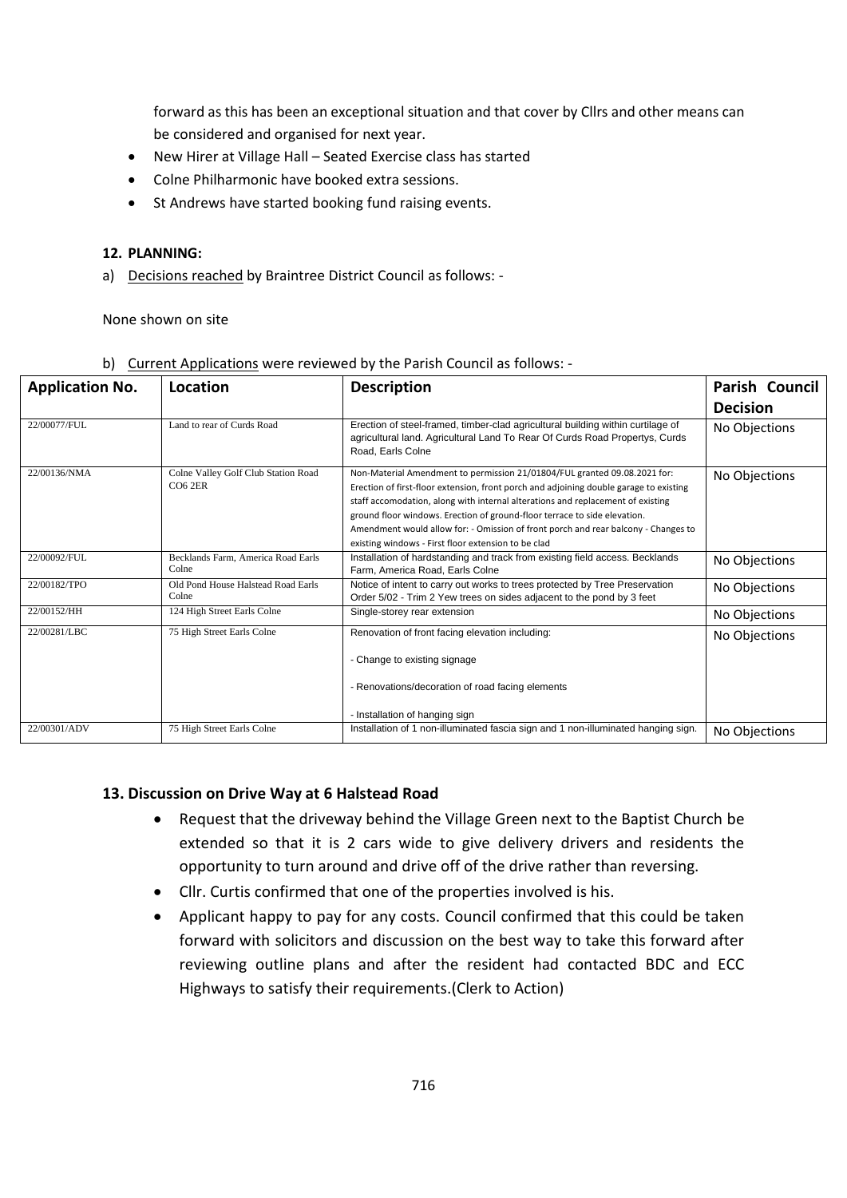forward as this has been an exceptional situation and that cover by Cllrs and other means can be considered and organised for next year.

- New Hirer at Village Hall – Seated Exercise class has started
- Colne Philharmonic have booked extra sessions.
- St Andrews have started booking fund raising events.

**12. PLANNING:**

a) Decisions reached by Braintree District Council as follows: -

None shown on site

b) Current Applications were reviewed by the Parish Council as follows: -

| Application No. | Location | Description | Parish Council Decision |
|---|---|---|---|
| 22/00077/FUL | Land to rear of Curds Road | Erection of steel-framed, timber-clad agricultural building within curtilage of agricultural land. Agricultural Land To Rear Of Curds Road Propertys, Curds Road, Earls Colne | No Objections |
| 22/00136/NMA | Colne Valley Golf Club Station Road CO6 2ER | Non-Material Amendment to permission 21/01804/FUL granted 09.08.2021 for: Erection of first-floor extension, front porch and adjoining double garage to existing staff accomodation, along with internal alterations and replacement of existing ground floor windows. Erection of ground-floor terrace to side elevation. Amendment would allow for: - Omission of front porch and rear balcony - Changes to existing windows - First floor extension to be clad | No Objections |
| 22/00092/FUL | Becklands Farm, America Road Earls Colne | Installation of hardstanding and track from existing field access. Becklands Farm, America Road, Earls Colne | No Objections |
| 22/00182/TPO | Old Pond House Halstead Road Earls Colne | Notice of intent to carry out works to trees protected by Tree Preservation Order 5/02 - Trim 2 Yew trees on sides adjacent to the pond by 3 feet | No Objections |
| 22/00152/HH | 124 High Street Earls Colne | Single-storey rear extension | No Objections |
| 22/00281/LBC | 75 High Street Earls Colne | Renovation of front facing elevation including: - Change to existing signage - Renovations/decoration of road facing elements - Installation of hanging sign | No Objections |
| 22/00301/ADV | 75 High Street Earls Colne | Installation of 1 non-illuminated fascia sign and 1 non-illuminated hanging sign. | No Objections |

**13. Discussion on Drive Way at 6 Halstead Road**

- Request that the driveway behind the Village Green next to the Baptist Church be extended so that it is 2 cars wide to give delivery drivers and residents the opportunity to turn around and drive off of the drive rather than reversing.
- Cllr. Curtis confirmed that one of the properties involved is his.
- Applicant happy to pay for any costs. Council confirmed that this could be taken forward with solicitors and discussion on the best way to take this forward after reviewing outline plans and after the resident had contacted BDC and ECC Highways to satisfy their requirements.(Clerk to Action)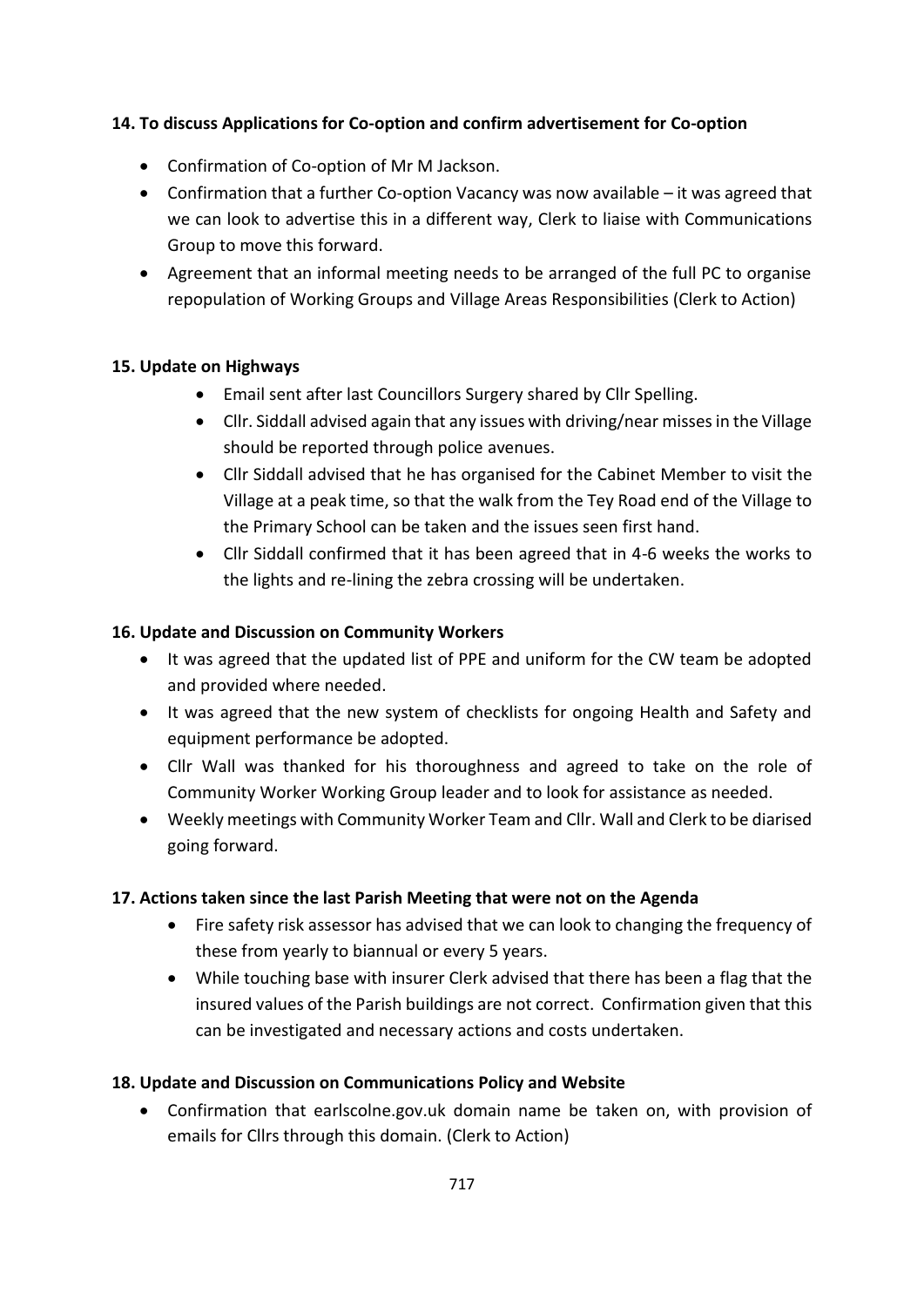**14. To discuss Applications for Co-option and confirm advertisement for Co-option**

- Confirmation of Co-option of Mr M Jackson.
- Confirmation that a further Co-option Vacancy was now available – it was agreed that we can look to advertise this in a different way, Clerk to liaise with Communications Group to move this forward.
- Agreement that an informal meeting needs to be arranged of the full PC to organise repopulation of Working Groups and Village Areas Responsibilities (Clerk to Action)

**15. Update on Highways**

- Email sent after last Councillors Surgery shared by Cllr Spelling.
- Cllr. Siddall advised again that any issues with driving/near misses in the Village should be reported through police avenues.
- Cllr Siddall advised that he has organised for the Cabinet Member to visit the Village at a peak time, so that the walk from the Tey Road end of the Village to the Primary School can be taken and the issues seen first hand.
- Cllr Siddall confirmed that it has been agreed that in 4-6 weeks the works to the lights and re-lining the zebra crossing will be undertaken.

**16. Update and Discussion on Community Workers**

- It was agreed that the updated list of PPE and uniform for the CW team be adopted and provided where needed.
- It was agreed that the new system of checklists for ongoing Health and Safety and equipment performance be adopted.
- Cllr Wall was thanked for his thoroughness and agreed to take on the role of Community Worker Working Group leader and to look for assistance as needed.
- Weekly meetings with Community Worker Team and Cllr. Wall and Clerk to be diarised going forward.

**17. Actions taken since the last Parish Meeting that were not on the Agenda**

- Fire safety risk assessor has advised that we can look to changing the frequency of these from yearly to biannual or every 5 years.
- While touching base with insurer Clerk advised that there has been a flag that the insured values of the Parish buildings are not correct. Confirmation given that this can be investigated and necessary actions and costs undertaken.

**18. Update and Discussion on Communications Policy and Website**

- Confirmation that earlscolne.gov.uk domain name be taken on, with provision of emails for Cllrs through this domain. (Clerk to Action)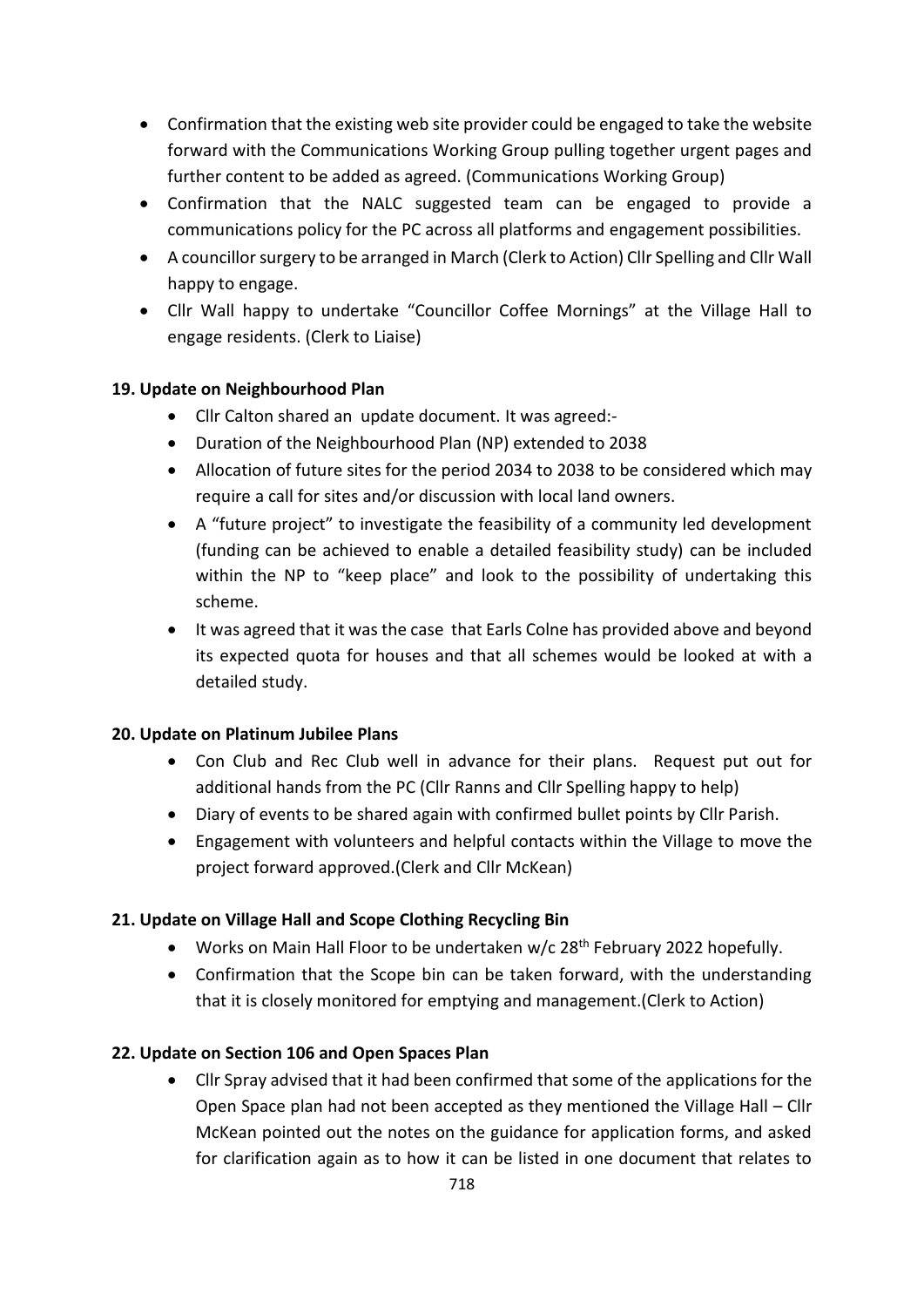- Confirmation that the existing web site provider could be engaged to take the website forward with the Communications Working Group pulling together urgent pages and further content to be added as agreed. (Communications Working Group)
- Confirmation that the NALC suggested team can be engaged to provide a communications policy for the PC across all platforms and engagement possibilities.
- A councillor surgery to be arranged in March (Clerk to Action) Cllr Spelling and Cllr Wall happy to engage.
- Cllr Wall happy to undertake "Councillor Coffee Mornings" at the Village Hall to engage residents. (Clerk to Liaise)

**19. Update on Neighbourhood Plan**

- Cllr Calton shared an update document. It was agreed:-
- Duration of the Neighbourhood Plan (NP) extended to 2038
- Allocation of future sites for the period 2034 to 2038 to be considered which may require a call for sites and/or discussion with local land owners.
- A "future project" to investigate the feasibility of a community led development (funding can be achieved to enable a detailed feasibility study) can be included within the NP to "keep place" and look to the possibility of undertaking this scheme.
- It was agreed that it was the case that Earls Colne has provided above and beyond its expected quota for houses and that all schemes would be looked at with a detailed study.

**20. Update on Platinum Jubilee Plans**

- Con Club and Rec Club well in advance for their plans. Request put out for additional hands from the PC (Cllr Ranns and Cllr Spelling happy to help)
- Diary of events to be shared again with confirmed bullet points by Cllr Parish.
- Engagement with volunteers and helpful contacts within the Village to move the project forward approved.(Clerk and Cllr McKean)

**21. Update on Village Hall and Scope Clothing Recycling Bin**

- Works on Main Hall Floor to be undertaken w/c 28th February 2022 hopefully.
- Confirmation that the Scope bin can be taken forward, with the understanding that it is closely monitored for emptying and management.(Clerk to Action)

**22. Update on Section 106 and Open Spaces Plan**

- Cllr Spray advised that it had been confirmed that some of the applications for the Open Space plan had not been accepted as they mentioned the Village Hall – Cllr McKean pointed out the notes on the guidance for application forms, and asked for clarification again as to how it can be listed in one document that relates to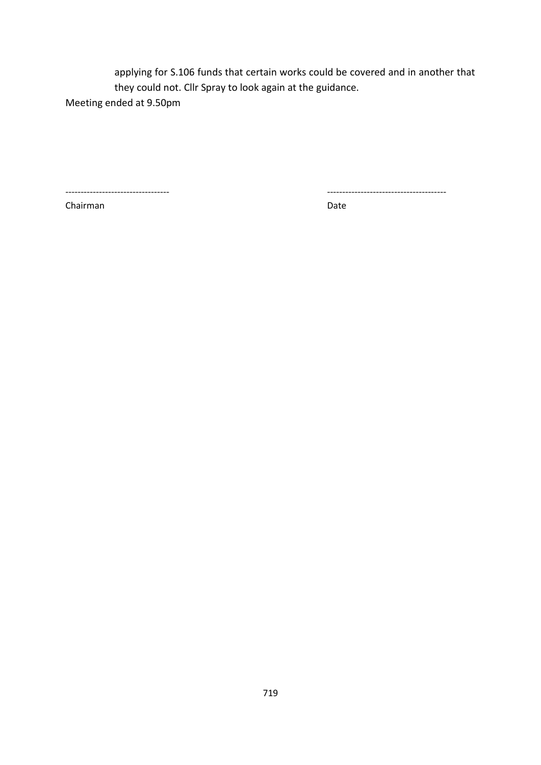applying for S.106 funds that certain works could be covered and in another that they could not. Cllr Spray to look again at the guidance.

Meeting ended at 9.50pm

----------------------------------                                                        ---------------------------------------

Chairman                                                                                   Date